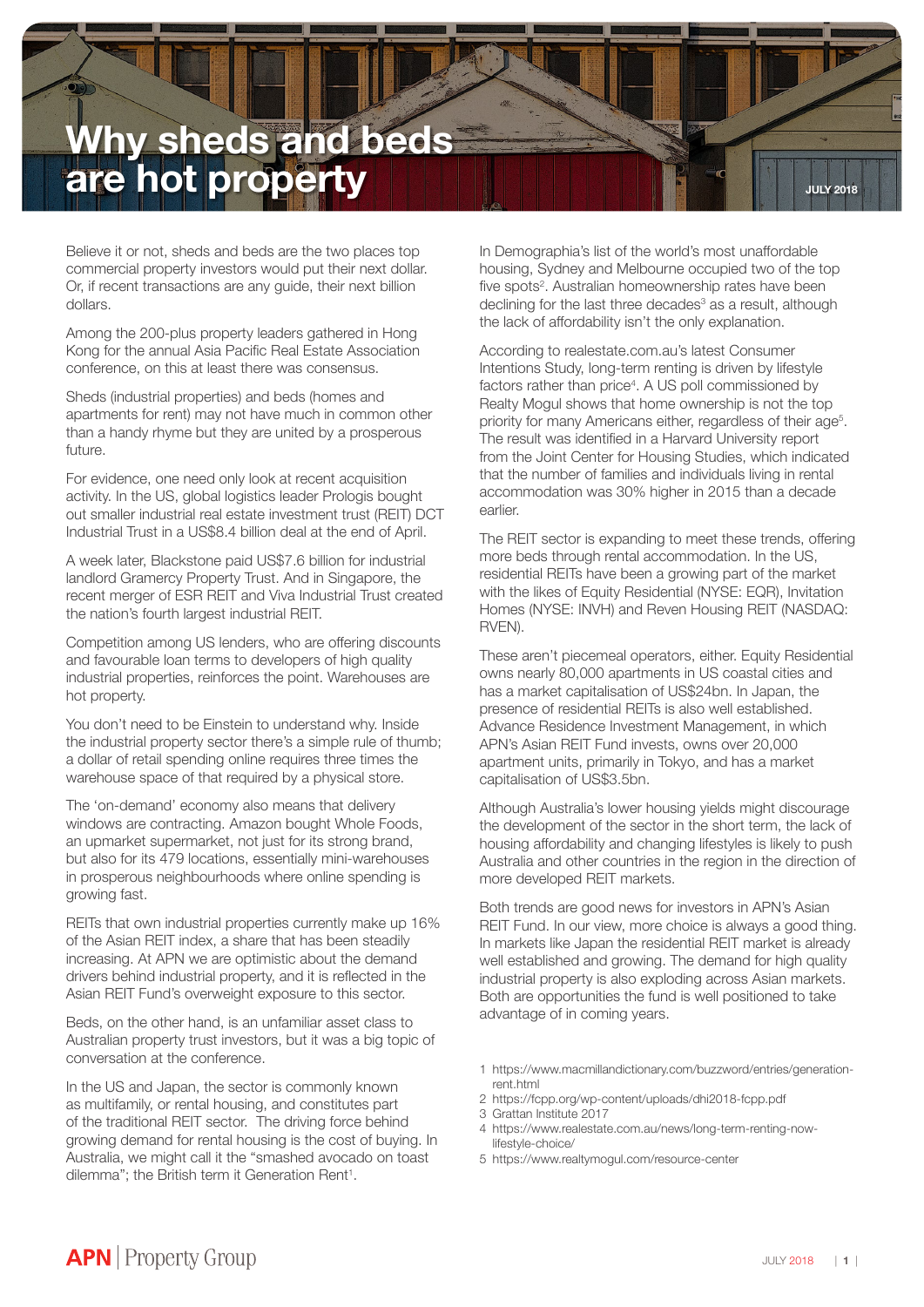# Why sheds and beds are hot property

JULY 2018

Believe it or not, sheds and beds are the two places top commercial property investors would put their next dollar. Or, if recent transactions are any guide, their next billion dollars.

Among the 200-plus property leaders gathered in Hong Kong for the annual Asia Pacific Real Estate Association conference, on this at least there was consensus.

Sheds (industrial properties) and beds (homes and apartments for rent) may not have much in common other than a handy rhyme but they are united by a prosperous future.

For evidence, one need only look at recent acquisition activity. In the US, global logistics leader Prologis bought out smaller industrial real estate investment trust (REIT) DCT Industrial Trust in a US$8.4 billion deal at the end of April.

A week later, Blackstone paid US$7.6 billion for industrial landlord Gramercy Property Trust. And in Singapore, the recent merger of ESR REIT and Viva Industrial Trust created the nation's fourth largest industrial REIT.

Competition among US lenders, who are offering discounts and favourable loan terms to developers of high quality industrial properties, reinforces the point. Warehouses are hot property.

You don't need to be Einstein to understand why. Inside the industrial property sector there's a simple rule of thumb; a dollar of retail spending online requires three times the warehouse space of that required by a physical store.

The 'on-demand' economy also means that delivery windows are contracting. Amazon bought Whole Foods, an upmarket supermarket, not just for its strong brand, but also for its 479 locations, essentially mini-warehouses in prosperous neighbourhoods where online spending is growing fast.

REITs that own industrial properties currently make up 16% of the Asian REIT index, a share that has been steadily increasing. At APN we are optimistic about the demand drivers behind industrial property, and it is reflected in the Asian REIT Fund's overweight exposure to this sector.

Beds, on the other hand, is an unfamiliar asset class to Australian property trust investors, but it was a big topic of conversation at the conference.

In the US and Japan, the sector is commonly known as multifamily, or rental housing, and constitutes part of the traditional REIT sector. The driving force behind growing demand for rental housing is the cost of buying. In Australia, we might call it the "smashed avocado on toast dilemma"; the British term it Generation Rent[1].

In Demographia's list of the world's most unaffordable housing, Sydney and Melbourne occupied two of the top five spots[2]. Australian homeownership rates have been declining for the last three decades[3] as a result, although the lack of affordability isn't the only explanation.

According to realestate.com.au's latest Consumer Intentions Study, long-term renting is driven by lifestyle factors rather than price[4]. A US poll commissioned by Realty Mogul shows that home ownership is not the top priority for many Americans either, regardless of their age[5]. The result was identified in a Harvard University report from the Joint Center for Housing Studies, which indicated that the number of families and individuals living in rental accommodation was 30% higher in 2015 than a decade earlier.

The REIT sector is expanding to meet these trends, offering more beds through rental accommodation. In the US, residential REITs have been a growing part of the market with the likes of Equity Residential (NYSE: EQR), Invitation Homes (NYSE: INVH) and Reven Housing REIT (NASDAQ: RVEN).

These aren't piecemeal operators, either. Equity Residential owns nearly 80,000 apartments in US coastal cities and has a market capitalisation of US$24bn. In Japan, the presence of residential REITs is also well established. Advance Residence Investment Management, in which APN's Asian REIT Fund invests, owns over 20,000 apartment units, primarily in Tokyo, and has a market capitalisation of US$3.5bn.

Although Australia's lower housing yields might discourage the development of the sector in the short term, the lack of housing affordability and changing lifestyles is likely to push Australia and other countries in the region in the direction of more developed REIT markets.

Both trends are good news for investors in APN's Asian REIT Fund. In our view, more choice is always a good thing. In markets like Japan the residential REIT market is already well established and growing. The demand for high quality industrial property is also exploding across Asian markets. Both are opportunities the fund is well positioned to take advantage of in coming years.

1 https://www.macmillandictionary.com/buzzword/entries/generation-rent.html
2 https://fcpp.org/wp-content/uploads/dhi2018-fcpp.pdf
3 Grattan Institute 2017
4 https://www.realestate.com.au/news/long-term-renting-now-lifestyle-choice/
5 https://www.realtymogul.com/resource-center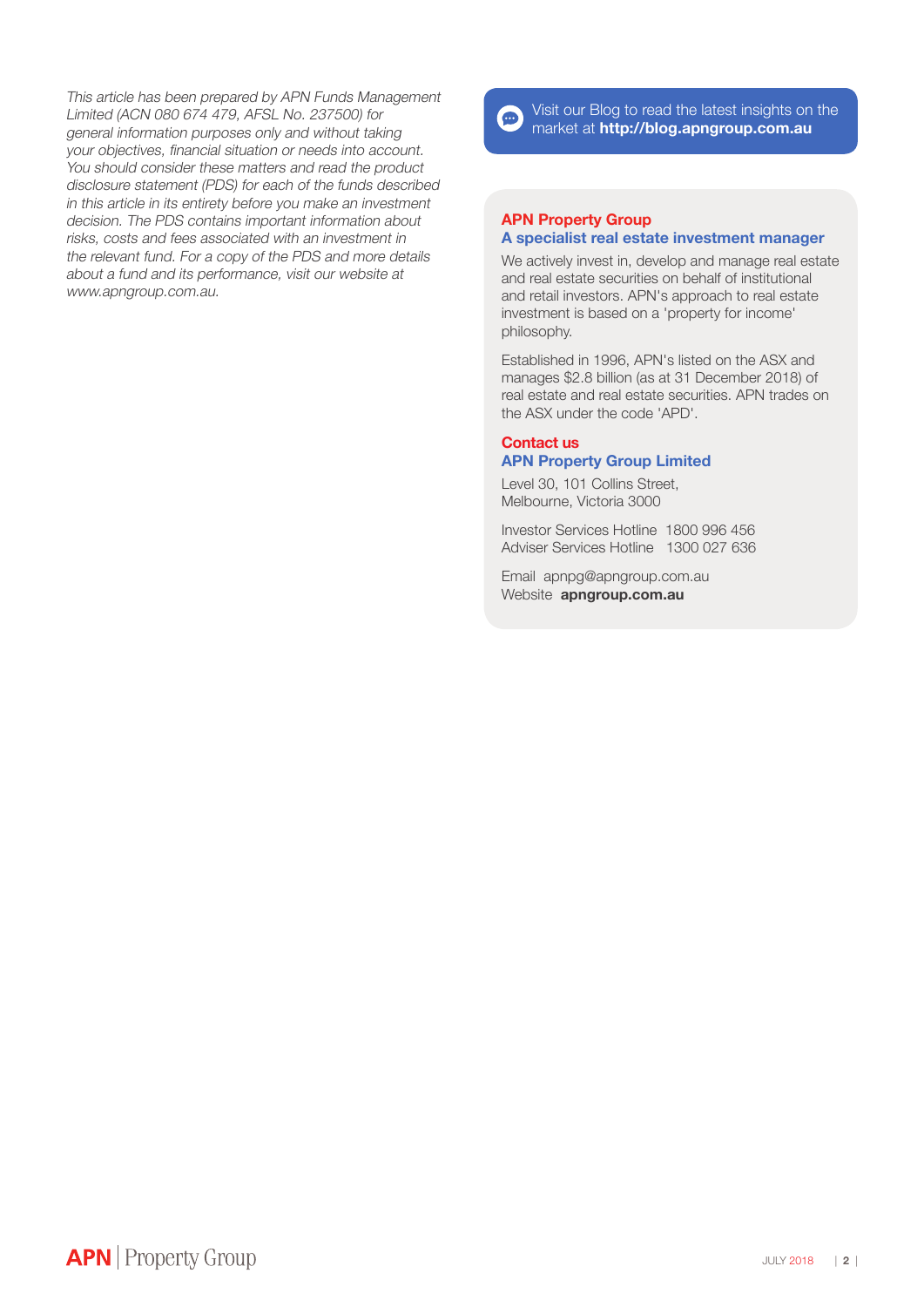*This article has been prepared by APN Funds Management Limited (ACN 080 674 479, AFSL No. 237500) for general information purposes only and without taking your objectives, financial situation or needs into account. You should consider these matters and read the product disclosure statement (PDS) for each of the funds described in this article in its entirety before you make an investment decision. The PDS contains important information about risks, costs and fees associated with an investment in the relevant fund. For a copy of the PDS and more details about a fund and its performance, visit our website at www.apngroup.com.au.*

Visit our Blog to read the latest insights on the market at **http://blog.apngroup.com.au**

## APN Property Group

### A specialist real estate investment manager

We actively invest in, develop and manage real estate and real estate securities on behalf of institutional and retail investors. APN's approach to real estate investment is based on a 'property for income' philosophy.

Established in 1996, APN's listed on the ASX and manages $2.8 billion (as at 31 December 2018) of real estate and real estate securities. APN trades on the ASX under the code 'APD'.

## Contact us

### APN Property Group Limited

Level 30, 101 Collins Street,
Melbourne, Victoria 3000

Investor Services Hotline 1800 996 456
Adviser Services Hotline 1300 027 636

Email apnpg@apngroup.com.au
Website **apngroup.com.au**